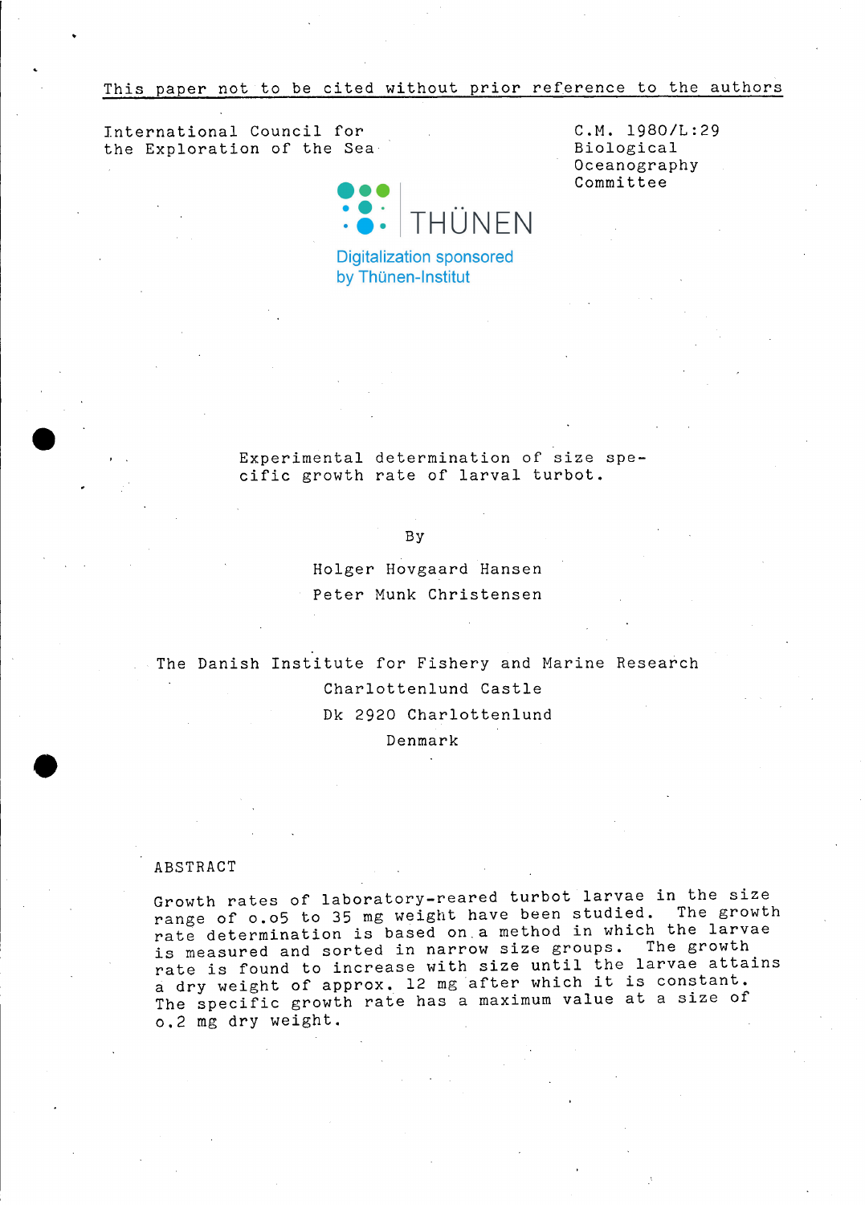This paper not to be cited without prior reference to the authors

International Council for the Exploration of the Sea

C.M. 1980/L:29
Biological Oceanography Committee

Digitalization sponsored by Thünen-Institut

# Experimental determination of size specific growth rate of larval turbot.

By

Holger Hovgaard Hansen

Peter Munk Christensen

The Danish Institute for Fishery and Marine Research
Charlottenlund Castle
Dk 2920 Charlottenlund
Denmark

## ABSTRACT

Growth rates of laboratory-reared turbot larvae in the size range of o.o5 to 35 mg weight have been studied. The growth rate determination is based on a method in which the larvae is measured and sorted in narrow size groups. The growth rate is found to increase with size until the larvae attains a dry weight of approx. 12 mg after which it is constant. The specific growth rate has a maximum value at a size of o.2 mg dry weight.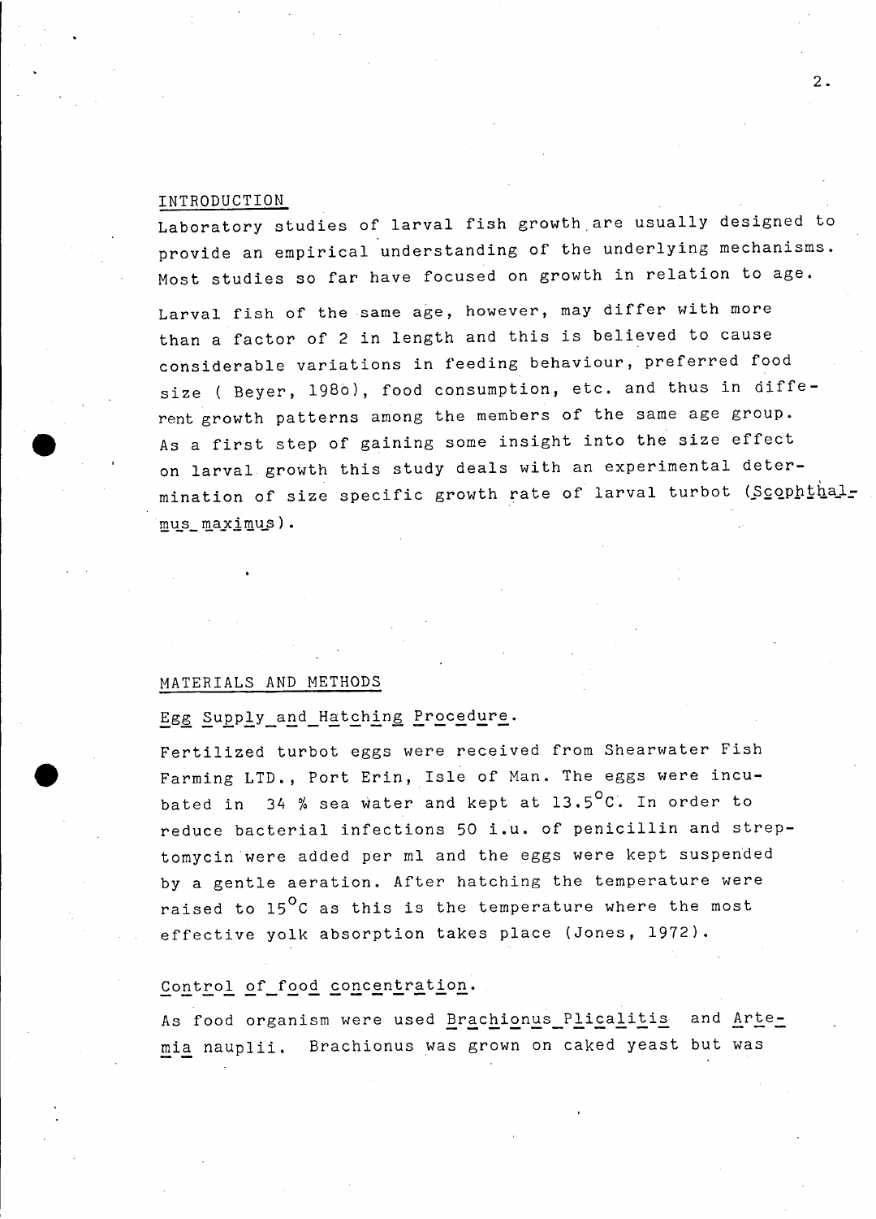## INTRODUCTION

Laboratory studies of larval fish growth are usually designed to provide an empirical understanding of the underlying mechanisms. Most studies so far have focused on growth in relation to age.

Larval fish of the same age, however, may differ with more than a factor of 2 in length and this is believed to cause considerable variations in feeding behaviour, preferred food size ( Beyer, 1980), food consumption, etc. and thus in different growth patterns among the members of the same age group. As a first step of gaining some insight into the size effect on larval growth this study deals with an experimental determination of size specific growth rate of larval turbot (*Scophthalmus maximus*).

## MATERIALS AND METHODS

### Egg Supply and Hatching Procedure.

Fertilized turbot eggs were received from Shearwater Fish Farming LTD., Port Erin, Isle of Man. The eggs were incubated in 34 % sea water and kept at 13.5°C. In order to reduce bacterial infections 50 i.u. of penicillin and streptomycin were added per ml and the eggs were kept suspended by a gentle aeration. After hatching the temperature were raised to 15°C as this is the temperature where the most effective yolk absorption takes place (Jones, 1972).

### Control of food concentration.

As food organism were used *Brachionus Plicalitis* and *Artemia* nauplii. Brachionus was grown on caked yeast but was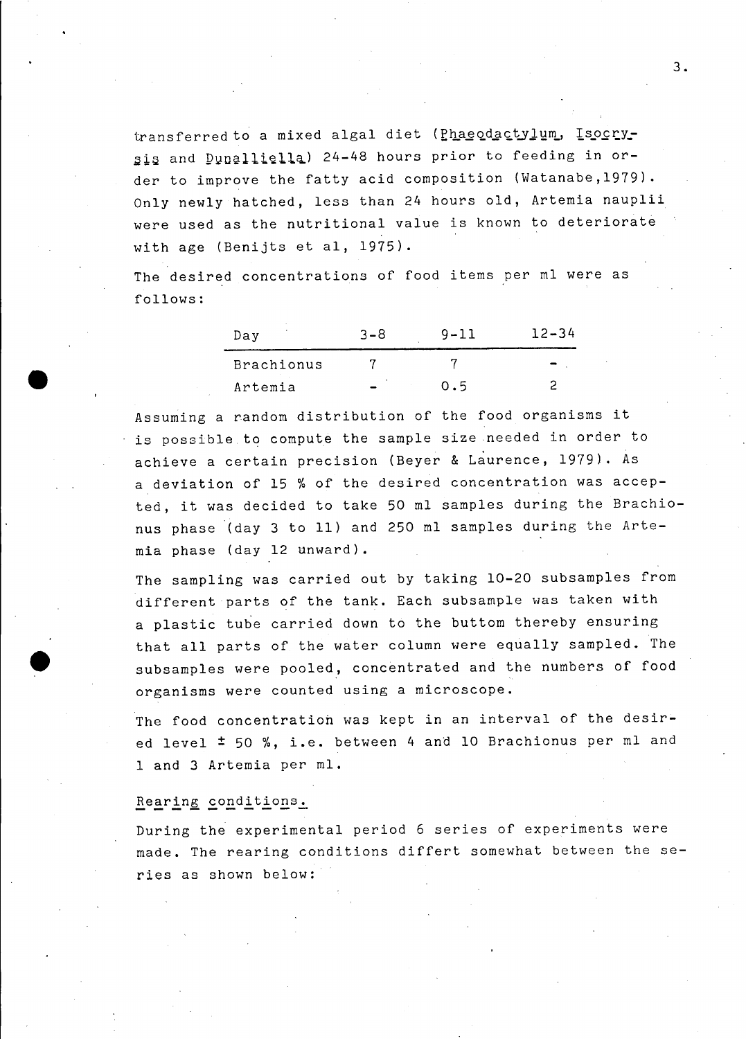transferred to a mixed algal diet (*Phaeodactylum*, *Isocrysis* and *Dunalliella*) 24-48 hours prior to feeding in order to improve the fatty acid composition (Watanabe,1979). Only newly hatched, less than 24 hours old, Artemia nauplii were used as the nutritional value is known to deteriorate with age (Benijts et al, 1975).

The desired concentrations of food items per ml were as follows:

| Day | 3-8 | 9-11 | 12-34 |
|---|---|---|---|
| Brachionus | 7 | 7 | - |
| Artemia | - | 0.5 | 2 |

Assuming a random distribution of the food organisms it is possible to compute the sample size needed in order to achieve a certain precision (Beyer & Laurence, 1979). As a deviation of 15 % of the desired concentration was accepted, it was decided to take 50 ml samples during the Brachionus phase (day 3 to 11) and 250 ml samples during the Artemia phase (day 12 unward).

The sampling was carried out by taking 10-20 subsamples from different parts of the tank. Each subsample was taken with a plastic tube carried down to the buttom thereby ensuring that all parts of the water column were equally sampled. The subsamples were pooled, concentrated and the numbers of food organisms were counted using a microscope.

The food concentration was kept in an interval of the desired level ± 50 %, i.e. between 4 and 10 Brachionus per ml and 1 and 3 Artemia per ml.

## Rearing conditions.

During the experimental period 6 series of experiments were made. The rearing conditions differt somewhat between the series as shown below: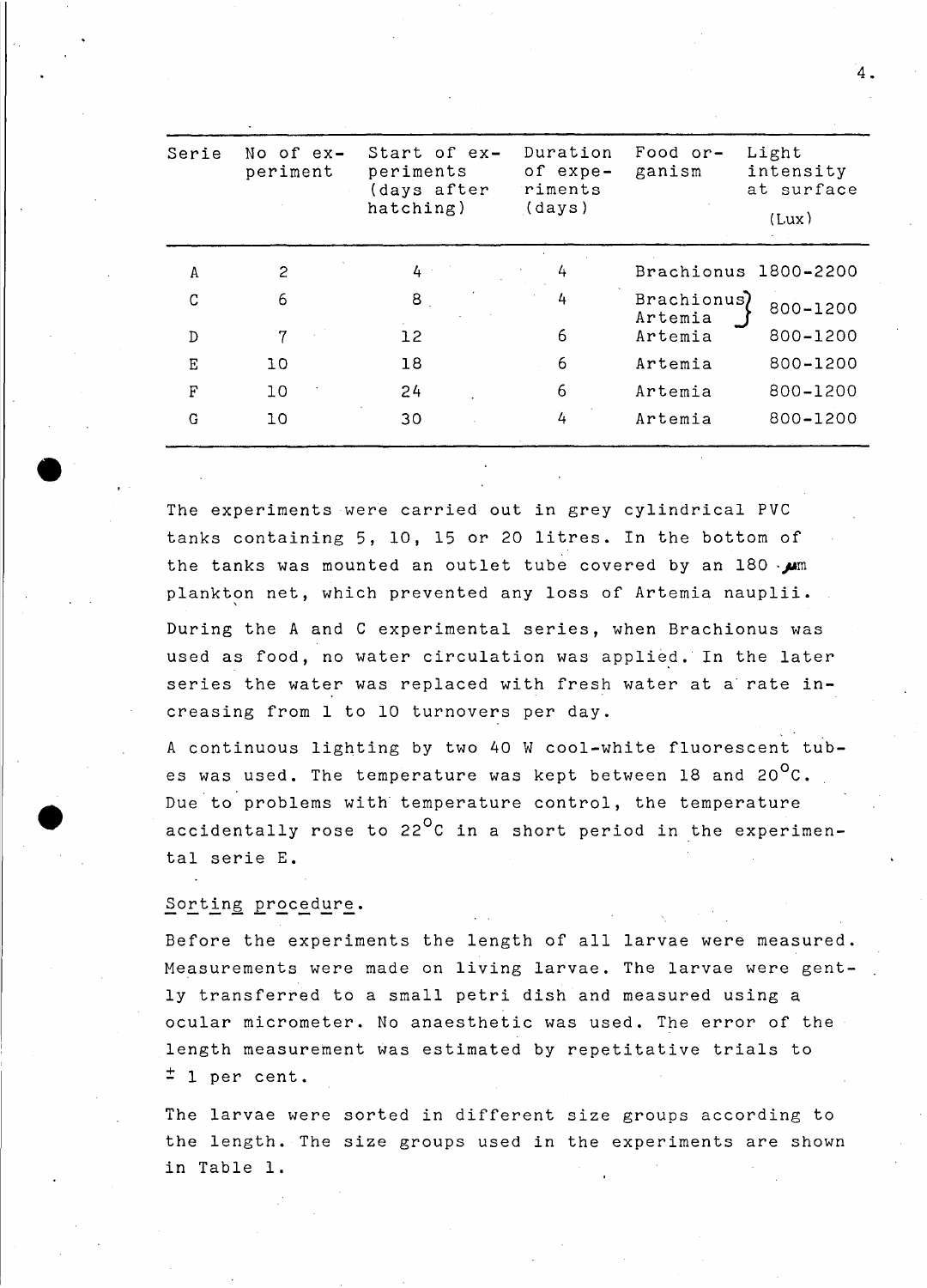| Serie | No of experiment | Start of experiments (days after hatching) | Duration of experiments (days) | Food organism | Light intensity at surface (Lux) |
|---|---|---|---|---|---|
| A | 2 | 4 | 4 | Brachionus | 1800-2200 |
| C | 6 | 8 | 4 | Brachionus, Artemia | 800-1200 |
| D | 7 | 12 | 6 | Artemia | 800-1200 |
| E | 10 | 18 | 6 | Artemia | 800-1200 |
| F | 10 | 24 | 6 | Artemia | 800-1200 |
| G | 10 | 30 | 4 | Artemia | 800-1200 |

The experiments were carried out in grey cylindrical PVC tanks containing 5, 10, 15 or 20 litres. In the bottom of the tanks was mounted an outlet tube covered by an 180 $\mu$m plankton net, which prevented any loss of Artemia nauplii.

During the A and C experimental series, when Brachionus was used as food, no water circulation was applied. In the later series the water was replaced with fresh water at a rate increasing from 1 to 10 turnovers per day.

A continuous lighting by two 40 W cool-white fluorescent tubes was used. The temperature was kept between 18 and 20$^{\circ}$C. Due to problems with temperature control, the temperature accidentally rose to 22$^{\circ}$C in a short period in the experimental serie E.

Sorting procedure.

Before the experiments the length of all larvae were measured. Measurements were made on living larvae. The larvae were gently transferred to a small petri dish and measured using a ocular micrometer. No anaesthetic was used. The error of the length measurement was estimated by repetitative trials to ± 1 per cent.

The larvae were sorted in different size groups according to the length. The size groups used in the experiments are shown in Table 1.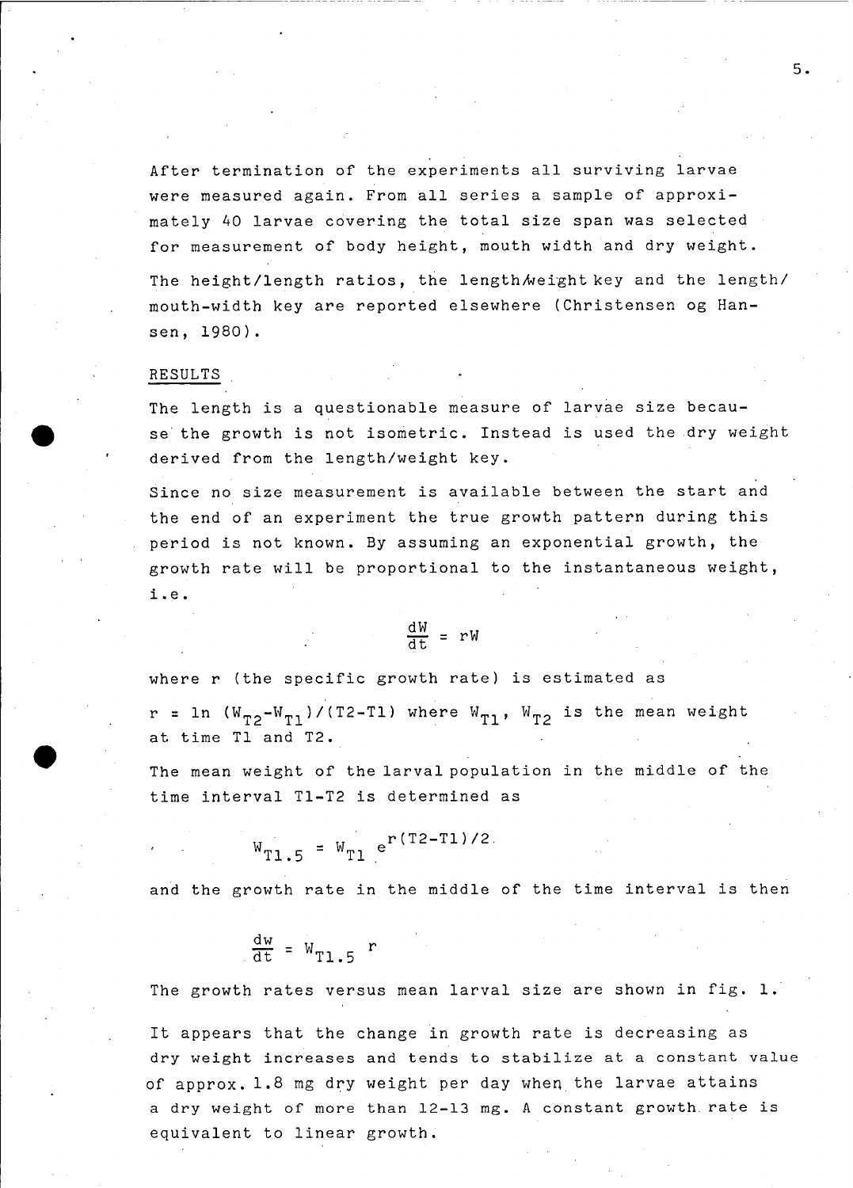After termination of the experiments all surviving larvae were measured again. From all series a sample of approximately 40 larvae covering the total size span was selected for measurement of body height, mouth width and dry weight.

The height/length ratios, the length/weight key and the length/mouth-width key are reported elsewhere (Christensen og Hansen, 1980).

## RESULTS

The length is a questionable measure of larvae size because the growth is not isometric. Instead is used the dry weight derived from the length/weight key.

Since no size measurement is available between the start and the end of an experiment the true growth pattern during this period is not known. By assuming an exponential growth, the growth rate will be proportional to the instantaneous weight, i.e.

$$\frac{dW}{dt} = rW$$

where r (the specific growth rate) is estimated as

$r = \ln (W_{T2}-W_{T1})/(T2-T1)$ where $W_{T1}$, $W_{T2}$ is the mean weight at time T1 and T2.

The mean weight of the larval population in the middle of the time interval T1-T2 is determined as

$$W_{T1.5} = W_{T1}\, e^{r(T2-T1)/2}$$

and the growth rate in the middle of the time interval is then

$$\frac{dw}{dt} = W_{T1.5}\, r$$

The growth rates versus mean larval size are shown in fig. 1.

It appears that the change in growth rate is decreasing as dry weight increases and tends to stabilize at a constant value of approx. 1.8 mg dry weight per day when the larvae attains a dry weight of more than 12-13 mg. A constant growth rate is equivalent to linear growth.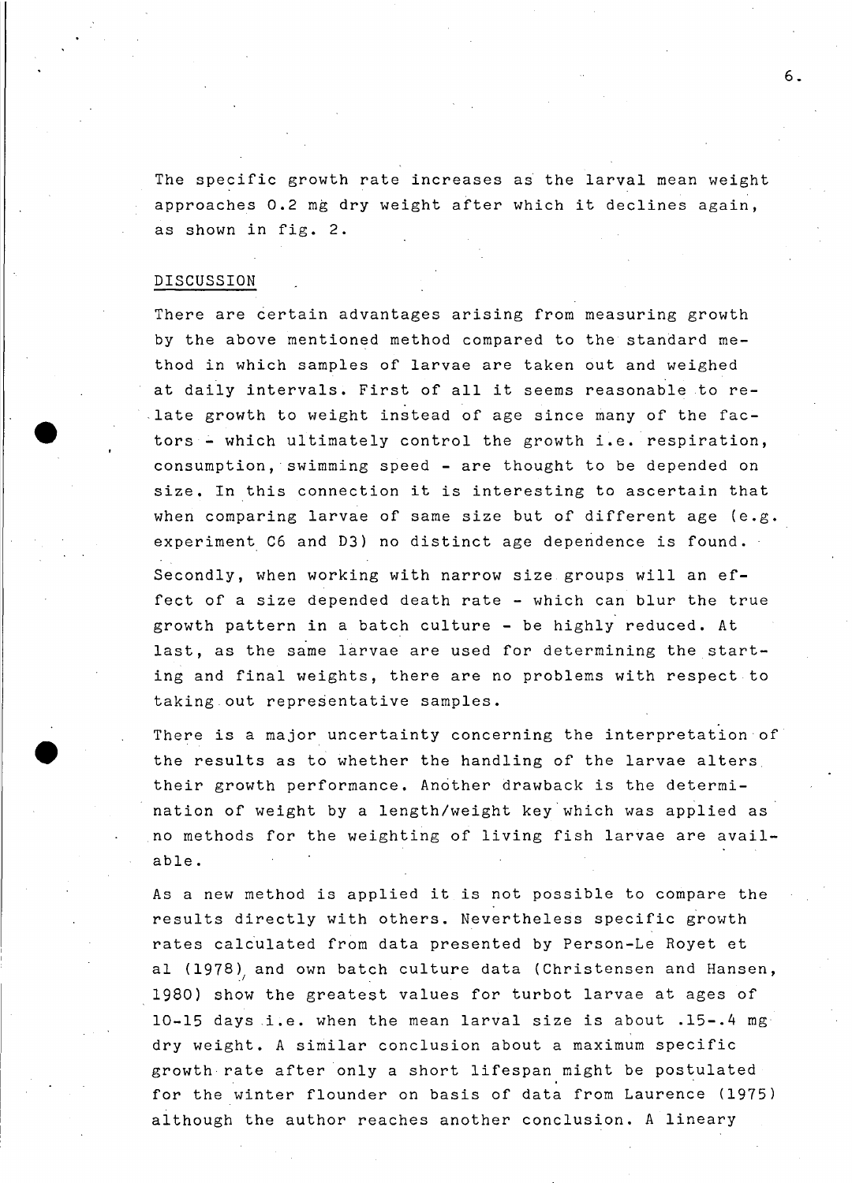The specific growth rate increases as the larval mean weight approaches 0.2 mg dry weight after which it declines again, as shown in fig. 2.

## DISCUSSION

There are certain advantages arising from measuring growth by the above mentioned method compared to the standard method in which samples of larvae are taken out and weighed at daily intervals. First of all it seems reasonable to relate growth to weight instead of age since many of the factors - which ultimately control the growth i.e. respiration, consumption, swimming speed - are thought to be depended on size. In this connection it is interesting to ascertain that when comparing larvae of same size but of different age (e.g. experiment C6 and D3) no distinct age dependence is found.

Secondly, when working with narrow size groups will an effect of a size depended death rate - which can blur the true growth pattern in a batch culture - be highly reduced. At last, as the same larvae are used for determining the starting and final weights, there are no problems with respect to taking out representative samples.

There is a major uncertainty concerning the interpretation of the results as to whether the handling of the larvae alters their growth performance. Another drawback is the determination of weight by a length/weight key which was applied as no methods for the weighting of living fish larvae are available.

As a new method is applied it is not possible to compare the results directly with others. Nevertheless specific growth rates calculated from data presented by Person-Le Royet et al (1978) and own batch culture data (Christensen and Hansen, 1980) show the greatest values for turbot larvae at ages of 10-15 days i.e. when the mean larval size is about .15-.4 mg dry weight. A similar conclusion about a maximum specific growth rate after only a short lifespan might be postulated for the winter flounder on basis of data from Laurence (1975) although the author reaches another conclusion. A lineary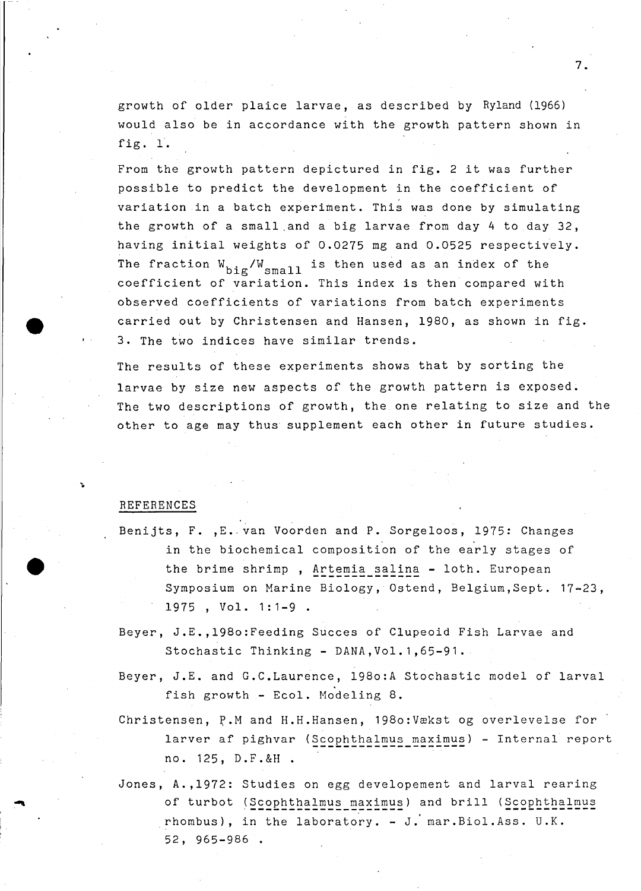growth of older plaice larvae, as described by Ryland (1966) would also be in accordance with the growth pattern shown in fig. 1.

From the growth pattern depictured in fig. 2 it was further possible to predict the development in the coefficient of variation in a batch experiment. This was done by simulating the growth of a small and a big larvae from day 4 to day 32, having initial weights of 0.0275 mg and 0.0525 respectively. The fraction $W_{big}/W_{small}$ is then used as an index of the coefficient of variation. This index is then compared with observed coefficients of variations from batch experiments carried out by Christensen and Hansen, 1980, as shown in fig. 3. The two indices have similar trends.

The results of these experiments shows that by sorting the larvae by size new aspects of the growth pattern is exposed. The two descriptions of growth, the one relating to size and the other to age may thus supplement each other in future studies.

## REFERENCES

Benijts, F. ,E. van Voorden and P. Sorgeloos, 1975: Changes in the biochemical composition of the early stages of the brime shrimp , *Artemia salina* - loth. European Symposium on Marine Biology, Ostend, Belgium, Sept. 17-23, 1975 , Vol. 1:1-9 .

Beyer, J.E.,198o:Feeding Succes of Clupeoid Fish Larvae and Stochastic Thinking - DANA,Vol.1,65-91.

Beyer, J.E. and G.C.Laurence, 198o:A Stochastic model of larval fish growth - Ecol. Modeling 8.

Christensen, P.M and H.H.Hansen, 198o:Vækst og overlevelse for larver af pighvar (*Scophthalmus maximus*) - Internal report no. 125, D.F.&H .

Jones, A.,1972: Studies on egg developement and larval rearing of turbot (*Scophthalmus maximus*) and brill (*Scophthalmus rhombus*), in the laboratory. - J. mar.Biol.Ass. U.K. 52, 965-986 .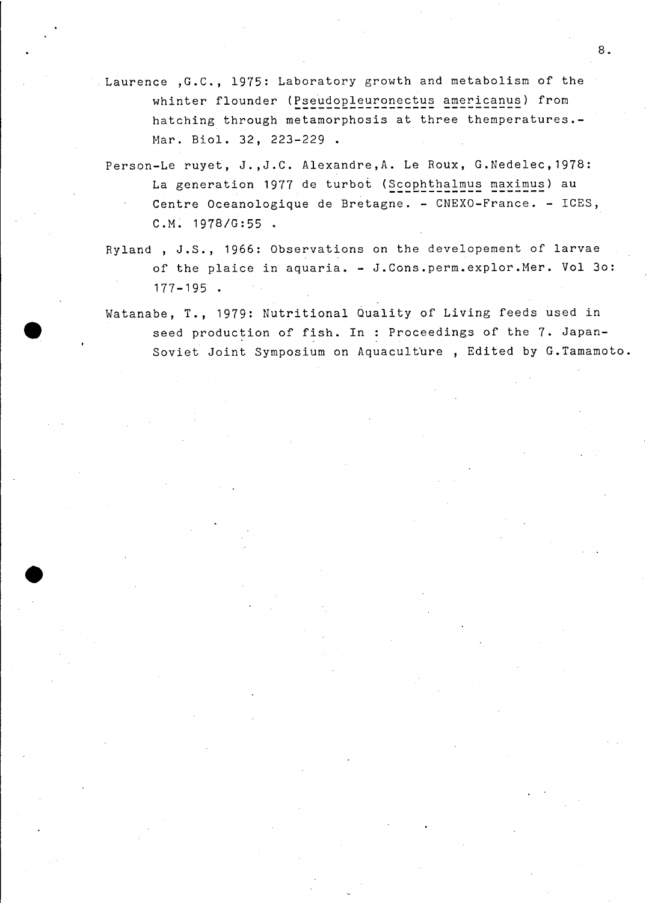Laurence ,G.C., 1975: Laboratory growth and metabolism of the whinter flounder (*Pseudopleuronectus americanus*) from hatching through metamorphosis at three themperatures.- Mar. Biol. 32, 223-229 .

Person-Le ruyet, J.,J.C. Alexandre,A. Le Roux, G.Nedelec,1978: La generation 1977 de turbot (*Scophthalmus maximus*) au Centre Oceanologique de Bretagne. - CNEXO-France. - ICES, C.M. 1978/G:55 .

Ryland , J.S., 1966: Observations on the developement of larvae of the plaice in aquaria. - J.Cons.perm.explor.Mer. Vol 3o: 177-195 .

Watanabe, T., 1979: Nutritional Quality of Living feeds used in seed production of fish. In : Proceedings of the 7. Japan-Soviet Joint Symposium on Aquaculture , Edited by G.Tamamoto.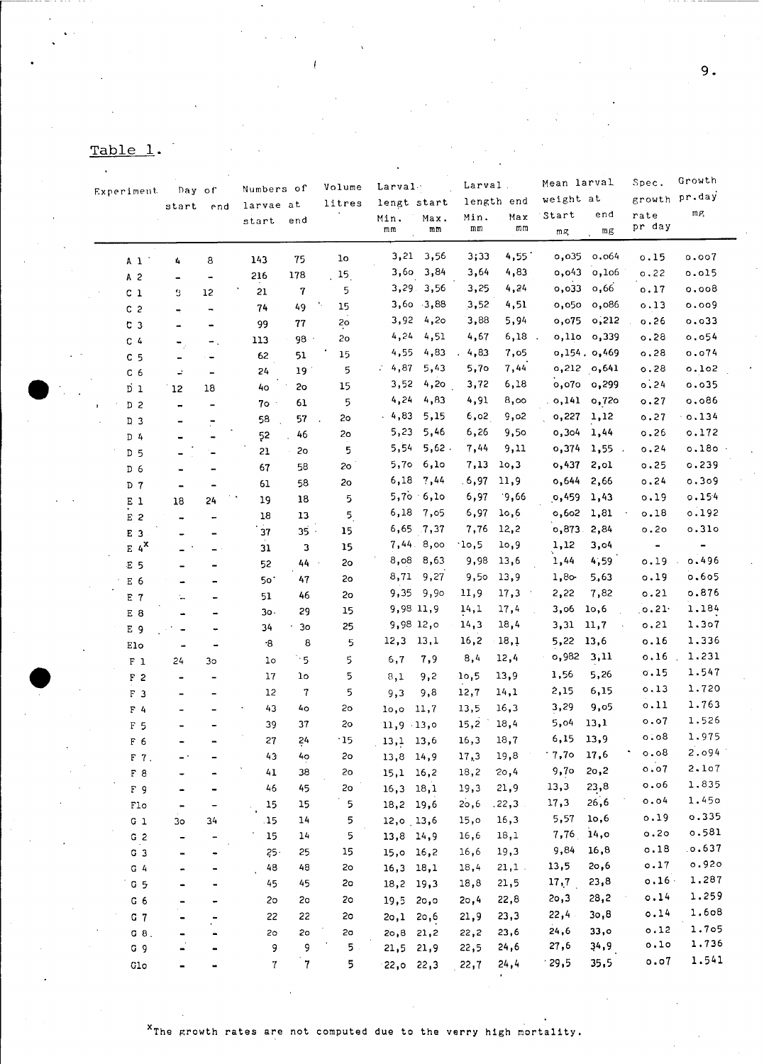Table 1.

| Experiment | Day of start | Day of end | Numbers of larvae at start | Numbers of larvae at end | Volume litres | Larval lengt start Min. mm | Larval lengt start Max. mm | Larval length end Min. mm | Larval length end Max mm | Mean larval weight at Start mg | Mean larval weight at end mg | Spec. growth rate pr day | Growth pr.day mg |
|---|---|---|---|---|---|---|---|---|---|---|---|---|---|
| A 1 | 4 | 8 | 143 | 75 | 1o | 3,21 | 3,56 | 3,33 | 4,55 | 0,035 | 0.064 | 0.15 | 0.007 |
| A 2 | - | - | 216 | 178 | 15 | 3,6o | 3,84 | 3,64 | 4,83 | 0,043 | 0,106 | 0.22 | 0.015 |
| C 1 | 8 | 12 | 21 | 7 | 5 | 3,29 | 3,56 | 3,25 | 4,24 | 0,033 | 0,66 | 0.17 | 0.008 |
| C 2 | - | - | 74 | 49 | 15 | 3,6o | 3,88 | 3,52 | 4,51 | 0,050 | 0,086 | 0.13 | 0.009 |
| C 3 | - | - | 99 | 77 | 2o | 3,92 | 4,2o | 3,88 | 5,94 | 0,075 | 0,212 | 0.26 | 0.033 |
| C 4 | - | - | 113 | 98 | 2o | 4,24 | 4,51 | 4,67 | 6,18 | 0,110 | 0,339 | 0.28 | 0.054 |
| C 5 | - | - | 62 | 51 | 15 | 4,55 | 4,83 | 4,83 | 7,05 | 0,154 | 0,469 | 0.28 | 0.074 |
| C 6 | - | - | 24 | 19 | 5 | 4,87 | 5,43 | 5,7o | 7,44 | 0,212 | 0,641 | 0.28 | 0.102 |
| D 1 | 12 | 18 | 4o | 2o | 15 | 3,52 | 4,2o | 3,72 | 6,18 | 0,070 | 0,299 | 0.24 | 0.035 |
| D 2 | - | - | 7o | 61 | 5 | 4,24 | 4,83 | 4,91 | 8,oo | 0,141 | 0,72o | 0.27 | 0.086 |
| D 3 | - | - | 58 | 57 | 2o | 4,83 | 5,15 | 6,02 | 9,02 | 0,227 | 1,12 | 0.27 | 0.134 |
| D 4 | - | - | 52 | 46 | 2o | 5,23 | 5,46 | 6,26 | 9,5o | 0,304 | 1,44 | 0.26 | 0.172 |
| D 5 | - | - | 21 | 2o | 5 | 5,54 | 5,62 | 7,44 | 9,11 | 0,374 | 1,55 | 0.24 | 0.18o |
| D 6 | - | - | 67 | 58 | 2o | 5,7o | 6,1o | 7,13 | 1o,3 | 0,437 | 2,01 | 0.25 | 0.239 |
| D 7 | - | - | 61 | 58 | 2o | 6,18 | 7,44 | 6,97 | 11,9 | 0,644 | 2,66 | 0.24 | 0.309 |
| E 1 | 18 | 24 | 19 | 18 | 5 | 5,7o | 6,1o | 6,97 | 9,66 | 0,459 | 1,43 | 0.19 | 0.154 |
| E 2 | - | - | 18 | 13 | 5 | 6,18 | 7,05 | 6,97 | 1o,6 | 0,602 | 1,81 | 0.18 | 0.192 |
| E 3 | - | - | 37 | 35 | 15 | 6,65 | 7,37 | 7,76 | 12,2 | 0,873 | 2,84 | 0.2o | 0.31o |
| E 4[x] | - | - | 31 | 3 | 15 | 7,44 | 8,oo | 1o,5 | 1o,9 | 1,12 | 3,04 | - | - |
| E 5 | - | - | 52 | 44 | 2o | 8,08 | 8,63 | 9,98 | 13,6 | 1,44 | 4,59 | 0.19 | 0.496 |
| E 6 | - | - | 5o | 47 | 2o | 8,71 | 9,27 | 9,5o | 13,9 | 1,8o | 5,63 | 0.19 | 0.605 |
| E 7 | - | - | 51 | 46 | 2o | 9,35 | 9,9o | 11,9 | 17,3 | 2,22 | 7,82 | 0.21 | 0.876 |
| E 8 | - | - | 3o | 29 | 15 | 9,98 | 11,9 | 14,1 | 17,4 | 3,06 | 1o,6 | 0.21 | 1.184 |
| E 9 | - | - | 34 | 3o | 25 | 9,98 | 12,o | 14,3 | 18,4 | 3,31 | 11,7 | 0.21 | 1.307 |
| E1o | - | - | 8 | 8 | 5 | 12,3 | 13,1 | 16,2 | 18,1 | 5,22 | 13,6 | 0.16 | 1.336 |
| F 1 | 24 | 3o | 1o | 5 | 5 | 6,7 | 7,9 | 8,4 | 12,4 | 0,982 | 3,11 | 0.16 | 1.231 |
| F 2 | - | - | 17 | 1o | 5 | 8,1 | 9,2 | 1o,5 | 13,9 | 1,56 | 5,26 | 0.15 | 1.547 |
| F 3 | - | - | 12 | 7 | 5 | 9,3 | 9,8 | 12,7 | 14,1 | 2,15 | 6,15 | 0.13 | 1.720 |
| F 4 | - | - | 43 | 4o | 2o | 1o,o | 11,7 | 13,5 | 16,3 | 3,29 | 9,05 | 0.11 | 1.763 |
| F 5 | - | - | 39 | 37 | 2o | 11,9 | 13,o | 15,2 | 18,4 | 5,04 | 13,1 | 0.07 | 1.526 |
| F 6 | - | - | 27 | 24 | 15 | 13,1 | 13,6 | 16,3 | 18,7 | 6,15 | 13,9 | 0.08 | 1.975 |
| F 7 | - | - | 43 | 4o | 2o | 13,8 | 14,9 | 17,3 | 19,8 | 7,7o | 17,6 | 0.08 | 2.094 |
| F 8 | - | - | 41 | 38 | 2o | 15,1 | 16,2 | 18,2 | 2o,4 | 9,7o | 2o,2 | 0.07 | 2.107 |
| F 9 | - | - | 46 | 45 | 2o | 16,3 | 18,1 | 19,3 | 21,9 | 13,3 | 23,8 | 0.06 | 1.835 |
| F1o | - | - | 15 | 15 | 5 | 18,2 | 19,6 | 2o,6 | 22,3 | 17,3 | 26,6 | 0.04 | 1.45o |
| G 1 | 3o | 34 | 15 | 14 | 5 | 12,o | 13,6 | 15,o | 16,3 | 5,57 | 1o,6 | 0.19 | 0.335 |
| G 2 | - | - | 15 | 14 | 5 | 13,8 | 14,9 | 16,6 | 18,1 | 7,76 | 14,o | 0.2o | 0.581 |
| G 3 | - | - | 25 | 25 | 15 | 15,o | 16,2 | 16,6 | 19,3 | 9,84 | 16,8 | 0.18 | 0.637 |
| G 4 | - | - | 48 | 48 | 2o | 16,3 | 18,1 | 18,4 | 21,1 | 13,5 | 2o,6 | 0.17 | 0.92o |
| G 5 | - | - | 45 | 45 | 2o | 18,2 | 19,3 | 18,8 | 21,5 | 17,7 | 23,8 | 0.16 | 1.287 |
| G 6 | - | - | 2o | 2o | 2o | 19,5 | 2o,o | 2o,4 | 22,8 | 2o,3 | 28,2 | 0.14 | 1.259 |
| G 7 | - | - | 22 | 22 | 2o | 2o,1 | 2o,6 | 21,9 | 23,3 | 22,4 | 3o,8 | 0.14 | 1.608 |
| G 8 | - | - | 2o | 2o | 2o | 2o,8 | 21,2 | 22,2 | 23,6 | 24,6 | 33,o | 0.12 | 1.705 |
| G 9 | - | - | 9 | 9 | 5 | 21,5 | 21,9 | 22,5 | 24,6 | 27,6 | 34,9 | 0.1o | 1.736 |
| G1o | - | - | 7 | 7 | 5 | 22,o | 22,3 | 22,7 | 24,4 | 29,5 | 35,5 | 0.07 | 1.541 |

[x]The growth rates are not computed due to the verry high mortality.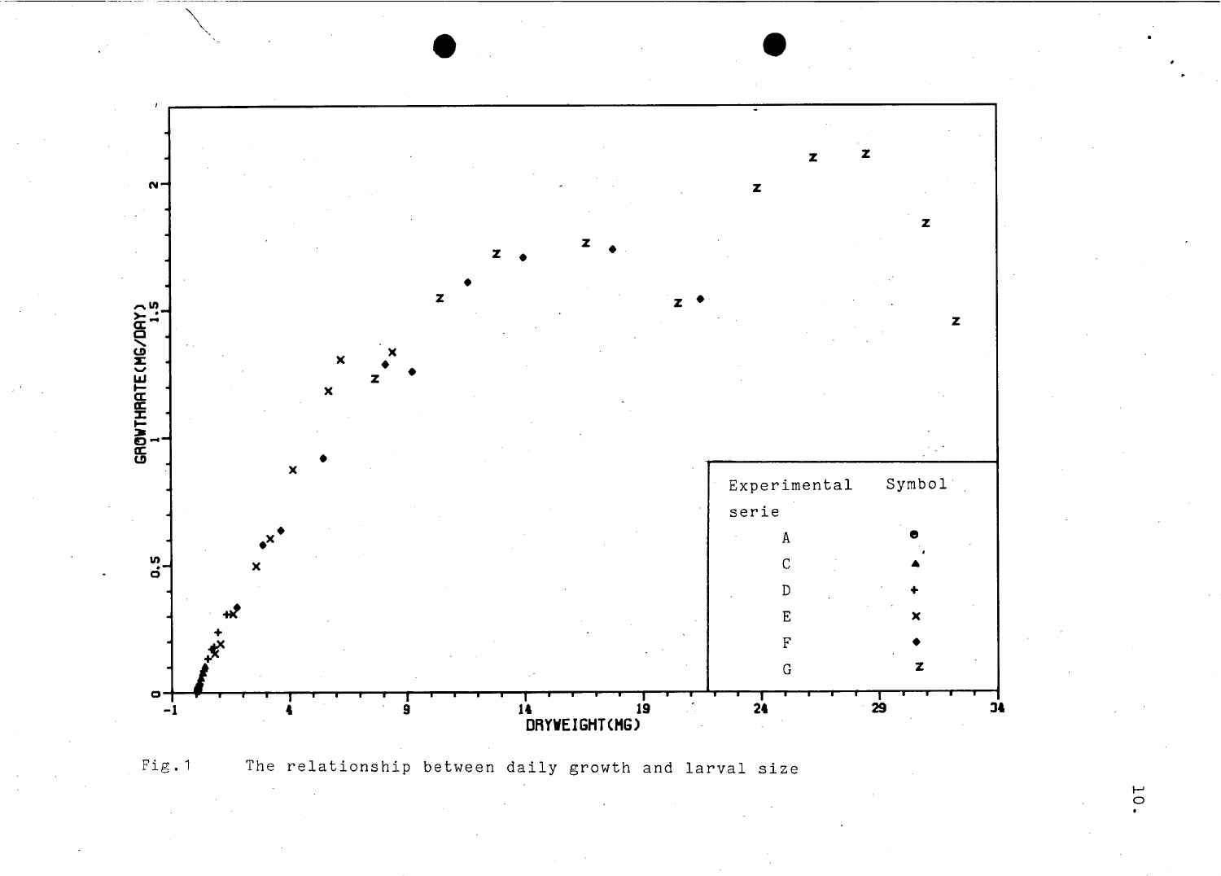GROWTHRATE(MG/DAY)

DRYWEIGHT(MG)

| Experimental serie | Symbol |
| --- | --- |
| A | ● |
| C | ▲ |
| D | + |
| E | × |
| F | ◆ |
| G | z |

Fig. 1 The relationship between daily growth and larval size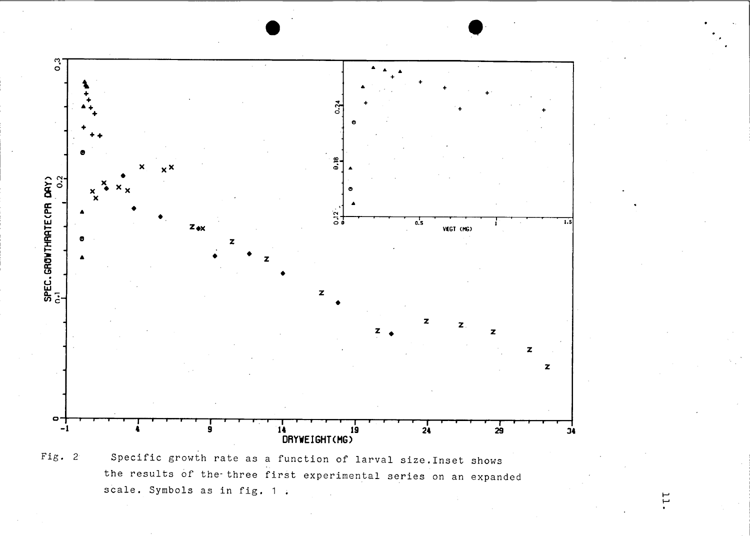Fig. 2 Specific growth rate as a function of larval size. Inset shows the results of the three first experimental series on an expanded scale. Symbols as in fig. 1 .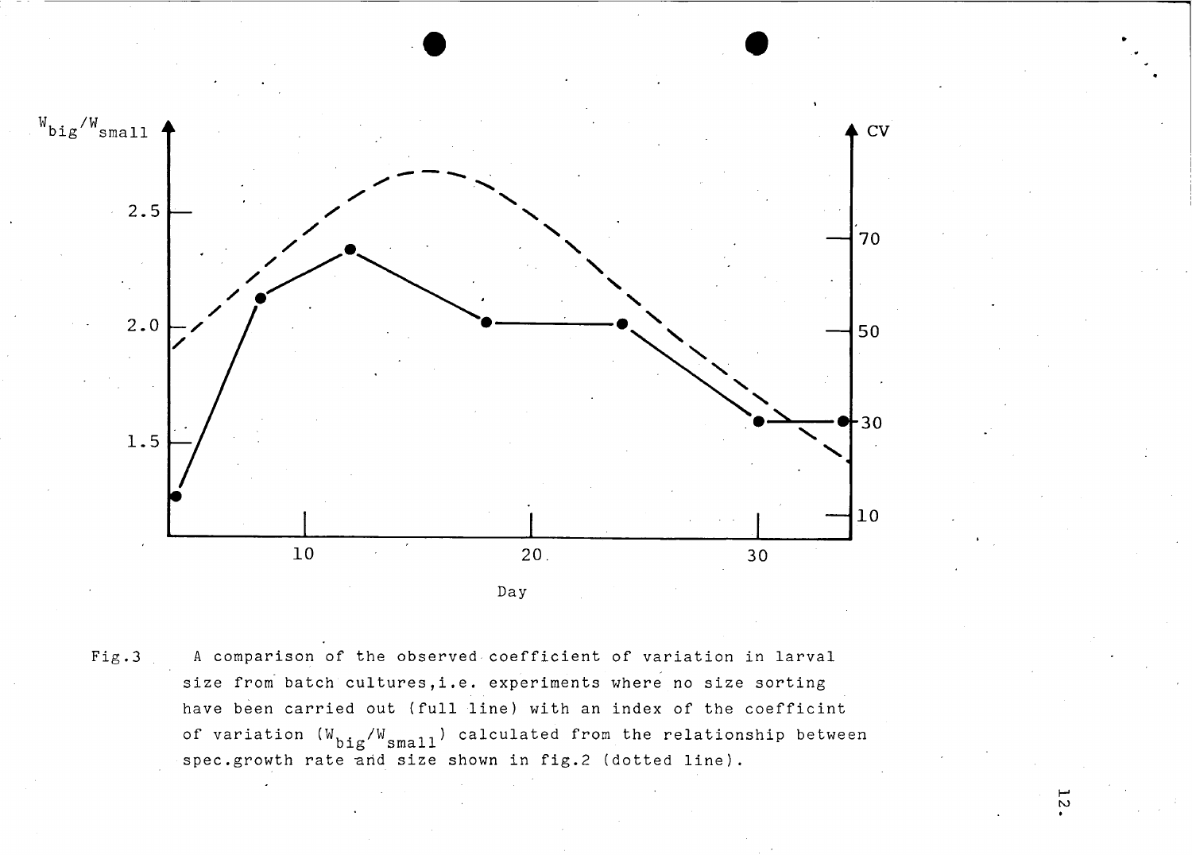$W_{big}/W_{small}$

2.5

2.0

1.5

CV

70

50

30

10

10

20

30

Day

Fig.3 A comparison of the observed coefficient of variation in larval size from batch cultures,i.e. experiments where no size sorting have been carried out (full line) with an index of the coefficint of variation ($W_{big}/W_{small}$) calculated from the relationship between spec.growth rate and size shown in fig.2 (dotted line).